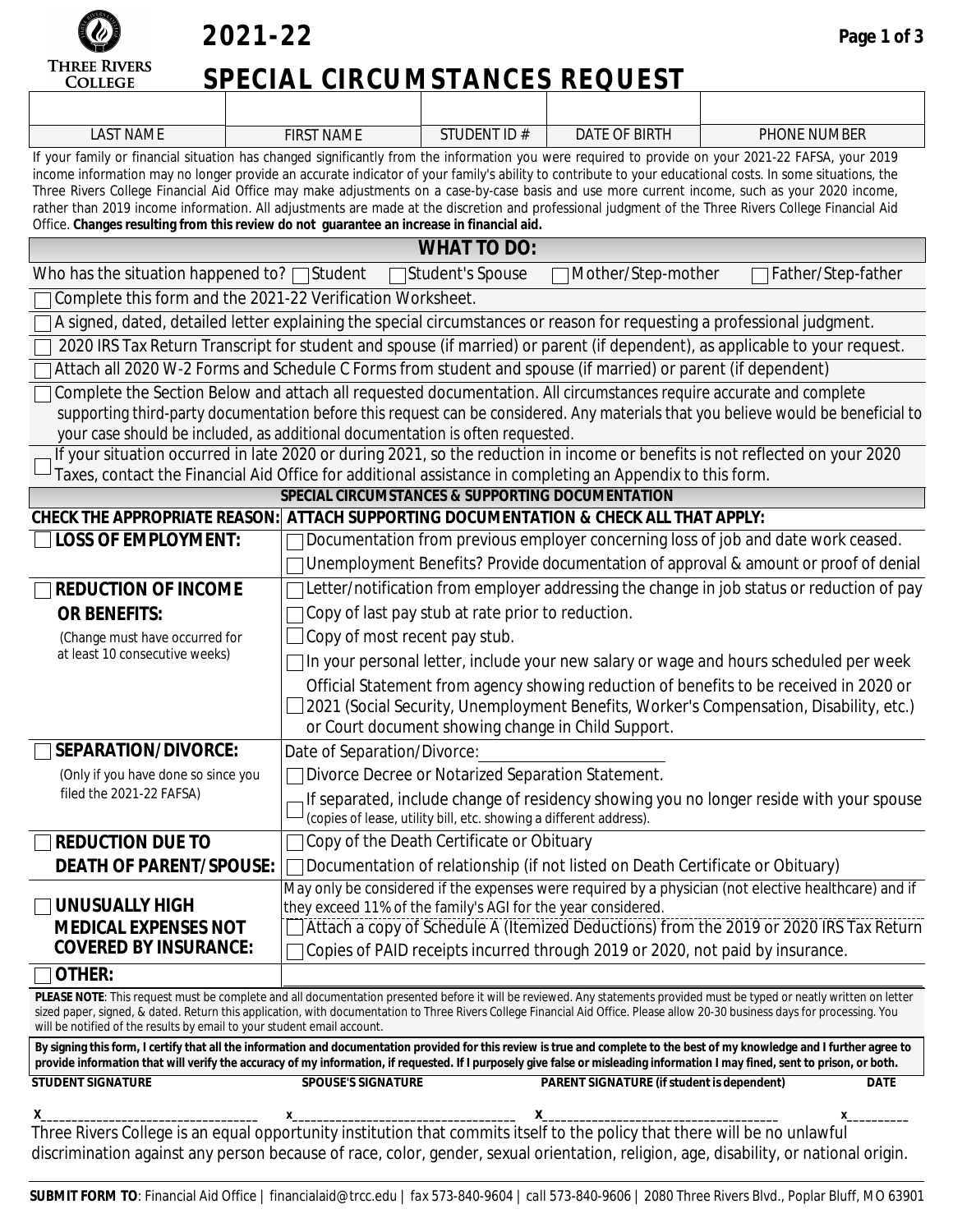Three Rivers College

# 2021-22 SPECIAL CIRCUMSTANCES REQUEST

| LAST NAME | FIRST NAME | STUDENT ID # | DATE OF BIRTH | PHONE NUMBER |
|---|---|---|---|---|
| | | | | |

If your family or financial situation has changed significantly from the information you were required to provide on your 2021-22 FAFSA, your 2019 income information may no longer provide an accurate indicator of your family's ability to contribute to your educational costs. In some situations, the Three Rivers College Financial Aid Office may make adjustments on a case-by-case basis and use more current income, such as your 2020 income, rather than 2019 income information. All adjustments are made at the discretion and professional judgment of the Three Rivers College Financial Aid Office. **Changes resulting from this review do not guarantee an increase in financial aid.**

## WHAT TO DO:

Who has the situation happened to? ☐ Student ☐ Student's Spouse ☐ Mother/Step-mother ☐ Father/Step-father

- ☐ Complete this form and the 2021-22 Verification Worksheet.
- ☐ A signed, dated, detailed letter explaining the special circumstances or reason for requesting a professional judgment.
- ☐ 2020 IRS Tax Return Transcript for student and spouse (if married) or parent (if dependent), as applicable to your request.
- ☐ Attach all 2020 W-2 Forms and Schedule C Forms from student and spouse (if married) or parent (if dependent)
- ☐ Complete the Section Below and attach all requested documentation. All circumstances require accurate and complete supporting third-party documentation before this request can be considered. Any materials that you believe would be beneficial to your case should be included, as additional documentation is often requested.
- ☐ If your situation occurred in late 2020 or during 2021, so the reduction in income or benefits is not reflected on your 2020 Taxes, contact the Financial Aid Office for additional assistance in completing an Appendix to this form.

## SPECIAL CIRCUMSTANCES & SUPPORTING DOCUMENTATION

| CHECK THE APPROPRIATE REASON: | ATTACH SUPPORTING DOCUMENTATION & CHECK ALL THAT APPLY: |
|---|---|
| ☐ **LOSS OF EMPLOYMENT:** | ☐ Documentation from previous employer concerning loss of job and date work ceased. |
| | ☐ Unemployment Benefits? Provide documentation of approval & amount or proof of denial |
| ☐ **REDUCTION OF INCOME OR BENEFITS:** (Change must have occurred for at least 10 consecutive weeks) | ☐ Letter/notification from employer addressing the change in job status or reduction of pay |
| | ☐ Copy of last pay stub at rate prior to reduction. |
| | ☐ Copy of most recent pay stub. |
| | ☐ In your personal letter, include your new salary or wage and hours scheduled per week |
| | ☐ Official Statement from agency showing reduction of benefits to be received in 2020 or 2021 (Social Security, Unemployment Benefits, Worker's Compensation, Disability, etc.) or Court document showing change in Child Support. |
| ☐ **SEPARATION/DIVORCE:** (Only if you have done so since you filed the 2021-22 FAFSA) | Date of Separation/Divorce: ______________ |
| | ☐ Divorce Decree or Notarized Separation Statement. |
| | ☐ If separated, include change of residency showing you no longer reside with your spouse (copies of lease, utility bill, etc. showing a different address). |
| ☐ **REDUCTION DUE TO DEATH OF PARENT/SPOUSE:** | ☐ Copy of the Death Certificate or Obituary |
| | ☐ Documentation of relationship (if not listed on Death Certificate or Obituary) |
| ☐ **UNUSUALLY HIGH MEDICAL EXPENSES NOT COVERED BY INSURANCE:** | May only be considered if the expenses were required by a physician (not elective healthcare) and if they exceed 11% of the family's AGI for the year considered. |
| | ☐ Attach a copy of Schedule A (Itemized Deductions) from the 2019 or 2020 IRS Tax Return |
| | ☐ Copies of PAID receipts incurred through 2019 or 2020, not paid by insurance. |
| ☐ **OTHER:** | |

**PLEASE NOTE**: This request must be complete and all documentation presented before it will be reviewed. Any statements provided must be typed or neatly written on letter sized paper, signed, & dated. Return this application, with documentation to Three Rivers College Financial Aid Office. Please allow 20-30 business days for processing. You will be notified of the results by email to your student email account.

**By signing this form, I certify that all the information and documentation provided for this review is true and complete to the best of my knowledge and I further agree to provide information that will verify the accuracy of my information, if requested. If I purposely give false or misleading information I may fined, sent to prison, or both.**

| STUDENT SIGNATURE | SPOUSE'S SIGNATURE | PARENT SIGNATURE (if student is dependent) | DATE |
|---|---|---|---|
| X______________________ | x______________________ | X______________________ | x__________ |

Three Rivers College is an equal opportunity institution that commits itself to the policy that there will be no unlawful discrimination against any person because of race, color, gender, sexual orientation, religion, age, disability, or national origin.

**SUBMIT FORM TO**: Financial Aid Office | financialaid@trcc.edu | fax 573-840-9604 | call 573-840-9606 | 2080 Three Rivers Blvd., Poplar Bluff, MO 63901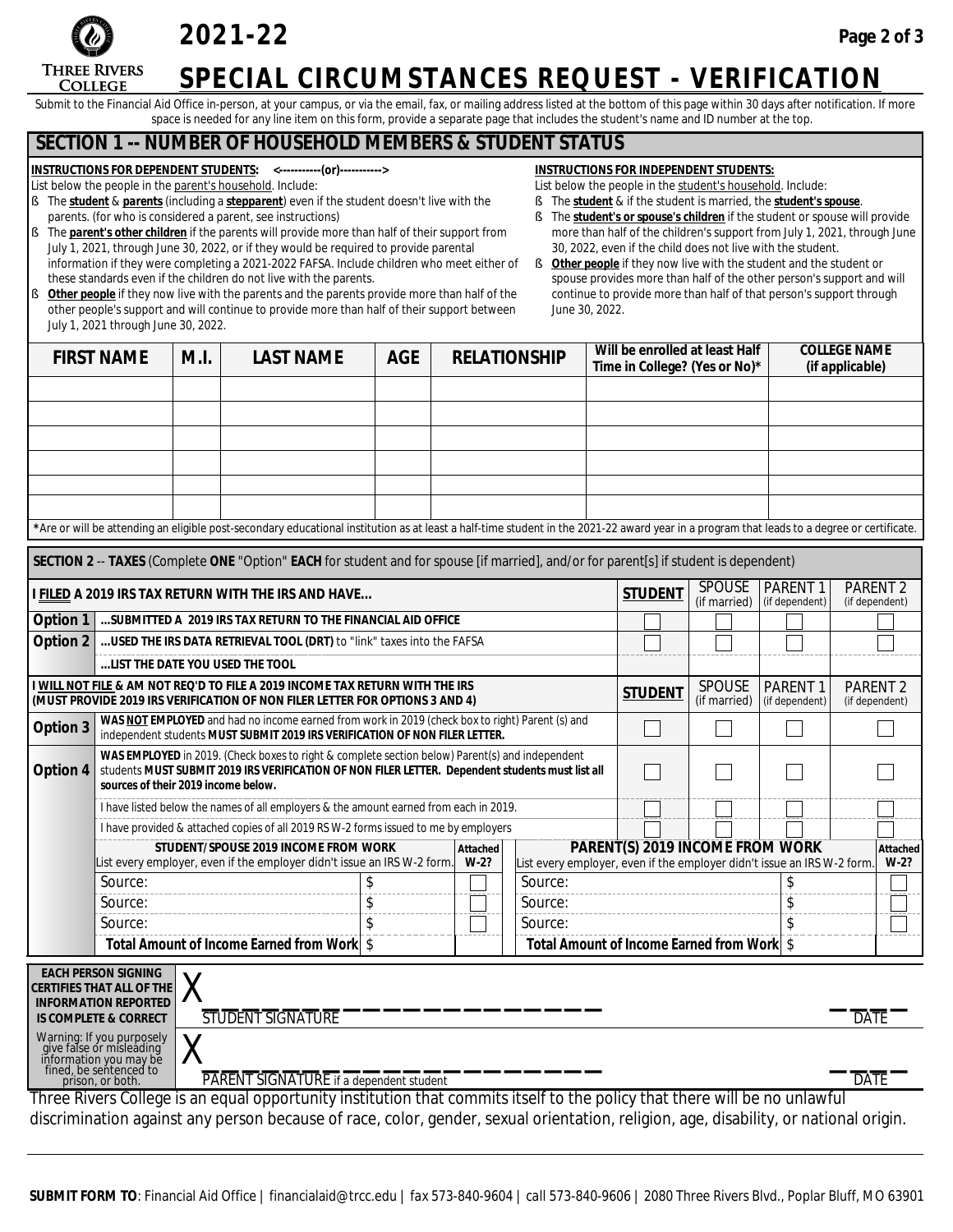# 2021-22

## SPECIAL CIRCUMSTANCES REQUEST - VERIFICATION

Submit to the Financial Aid Office in-person, at your campus, or via the email, fax, or mailing address listed at the bottom of this page within 30 days after notification. If more space is needed for any line item on this form, provide a separate page that includes the student's name and ID number at the top.

## SECTION 1 -- NUMBER OF HOUSEHOLD MEMBERS & STUDENT STATUS

**INSTRUCTIONS FOR DEPENDENT STUDENTS:** <-----------(or)----------->

List below the people in the parent's household. Include:

- The **student** & **parents** (including a **stepparent**) even if the student doesn't live with the parents. (for who is considered a parent, see instructions)
- The **parent's other children** if the parents will provide more than half of their support from July 1, 2021, through June 30, 2022, or if they would be required to provide parental information if they were completing a 2021-2022 FAFSA. Include children who meet either of these standards even if the children do not live with the parents.
- **Other people** if they now live with the parents and the parents provide more than half of the other people's support and will continue to provide more than half of their support between July 1, 2021 through June 30, 2022.

**INSTRUCTIONS FOR INDEPENDENT STUDENTS:**

List below the people in the student's household. Include:

- The **student** & if the student is married, the **student's spouse**.
- The **student's or spouse's children** if the student or spouse will provide more than half of the children's support from July 1, 2021, through June 30, 2022, even if the child does not live with the student.
- **Other people** if they now live with the student and the student or spouse provides more than half of the other person's support and will continue to provide more than half of that person's support through June 30, 2022.

| FIRST NAME | M.I. | LAST NAME | AGE | RELATIONSHIP | Will be enrolled at least Half Time in College? (Yes or No)* | COLLEGE NAME (if applicable) |
|---|---|---|---|---|---|---|
| | | | | | | |
| | | | | | | |
| | | | | | | |
| | | | | | | |
| | | | | | | |
| | | | | | | |

*Are or will be attending an eligible post-secondary educational institution as at least a half-time student in the 2021-22 award year in a program that leads to a degree or certificate.

## SECTION 2 -- TAXES (Complete ONE "Option" EACH for student and for spouse [if married], and/or for parent[s] if student is dependent)

| I **FILED** A 2019 IRS TAX RETURN WITH THE IRS AND HAVE... | | STUDENT | SPOUSE (if married) | PARENT 1 (if dependent) | PARENT 2 (if dependent) |
|---|---|---|---|---|---|
| Option 1 | ...SUBMITTED A 2019 IRS TAX RETURN TO THE FINANCIAL AID OFFICE | ☐ | ☐ | ☐ | ☐ |
| Option 2 | ...USED THE IRS DATA RETRIEVAL TOOL (DRT) to "link" taxes into the FAFSA | ☐ | ☐ | ☐ | ☐ |
| | ...LIST THE DATE YOU USED THE TOOL | | | | |
| I **WILL NOT FILE** & AM NOT REQ'D TO FILE A 2019 INCOME TAX RETURN WITH THE IRS (MUST PROVIDE 2019 IRS VERIFICATION OF NON FILER LETTER FOR OPTIONS 3 AND 4) | | STUDENT | SPOUSE (if married) | PARENT 1 (if dependent) | PARENT 2 (if dependent) |
| Option 3 | WAS **NOT** EMPLOYED and had no income earned from work in 2019 (check box to right) Parent (s) and independent students **MUST SUBMIT 2019 IRS VERIFICATION OF NON FILER LETTER.** | ☐ | ☐ | ☐ | ☐ |
| Option 4 | **WAS EMPLOYED** in 2019. (Check boxes to right & complete section below) Parent(s) and independent students **MUST SUBMIT 2019 IRS VERIFICATION OF NON FILER LETTER. Dependent students must list all sources of their 2019 income below.** | ☐ | ☐ | ☐ | ☐ |
| | I have listed below the names of all employers & the amount earned from each in 2019. | ☐ | ☐ | ☐ | ☐ |
| | I have provided & attached copies of all 2019 RS W-2 forms issued to me by employers | ☐ | ☐ | ☐ | ☐ |

| STUDENT/SPOUSE 2019 INCOME FROM WORK (List every employer, even if the employer didn't issue an IRS W-2 form.) | | Attached W-2? | PARENT(S) 2019 INCOME FROM WORK (List every employer, even if the employer didn't issue an IRS W-2 form.) | | Attached W-2? |
|---|---|---|---|---|---|
| Source: | $ | ☐ | Source: | $ | ☐ |
| Source: | $ | ☐ | Source: | $ | ☐ |
| Source: | $ | ☐ | Source: | $ | ☐ |
| **Total Amount of Income Earned from Work** | $ | | **Total Amount of Income Earned from Work** | $ | |

**EACH PERSON SIGNING CERTIFIES THAT ALL OF THE INFORMATION REPORTED IS COMPLETE & CORRECT**

*Warning: If you purposely give false or misleading information you may be fined, be sentenced to prison, or both.*

X ______________________________ STUDENT SIGNATURE ______ DATE

X ______________________________ PARENT SIGNATURE if a dependent student ______ DATE

Three Rivers College is an equal opportunity institution that commits itself to the policy that there will be no unlawful discrimination against any person because of race, color, gender, sexual orientation, religion, age, disability, or national origin.

**SUBMIT FORM TO**: Financial Aid Office | financialaid@trcc.edu | fax 573-840-9604 | call 573-840-9606 | 2080 Three Rivers Blvd., Poplar Bluff, MO 63901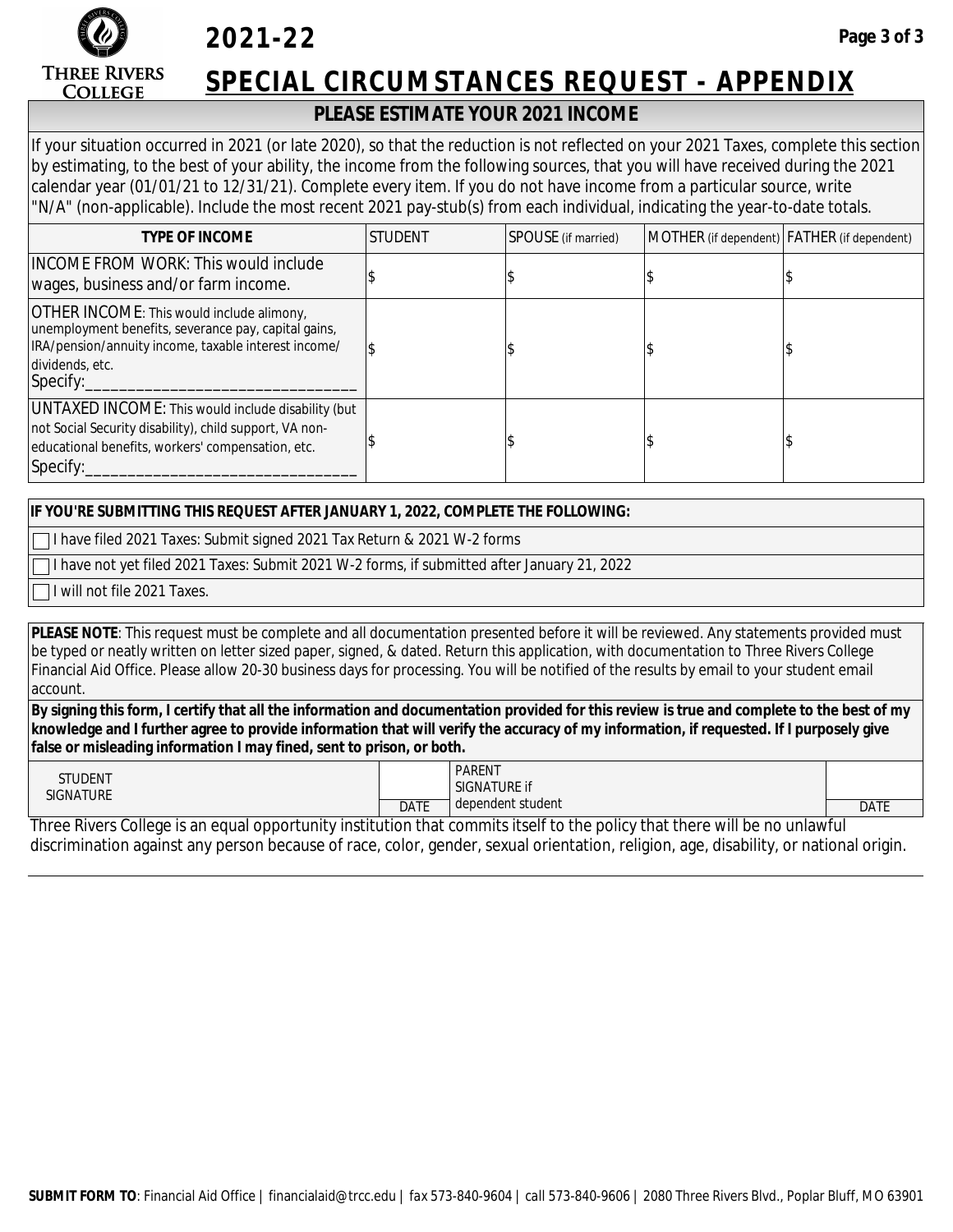THREE RIVERS COLLEGE

# 2021-22

## SPECIAL CIRCUMSTANCES REQUEST - APPENDIX

### PLEASE ESTIMATE YOUR 2021 INCOME

If your situation occurred in 2021 (or late 2020), so that the reduction is not reflected on your 2021 Taxes, complete this section by estimating, to the best of your ability, the income from the following sources, that you will have received during the 2021 calendar year (01/01/21 to 12/31/21). Complete every item. If you do not have income from a particular source, write "N/A" (non-applicable). Include the most recent 2021 pay-stub(s) from each individual, indicating the year-to-date totals.

| TYPE OF INCOME | STUDENT | SPOUSE (if married) | MOTHER (if dependent) | FATHER (if dependent) |
|---|---|---|---|---|
| INCOME FROM WORK: This would include wages, business and/or farm income. | $ | $ | $ | $ |
| OTHER INCOME: This would include alimony, unemployment benefits, severance pay, capital gains, IRA/pension/annuity income, taxable interest income/ dividends, etc. Specify:_______________________________ | $ | $ | $ | $ |
| UNTAXED INCOME: This would include disability (but not Social Security disability), child support, VA non-educational benefits, workers' compensation, etc. Specify:_______________________________ | $ | $ | $ | $ |

**IF YOU'RE SUBMITTING THIS REQUEST AFTER JANUARY 1, 2022, COMPLETE THE FOLLOWING:**

- ☐ I have filed 2021 Taxes: Submit signed 2021 Tax Return & 2021 W-2 forms
- ☐ I have not yet filed 2021 Taxes: Submit 2021 W-2 forms, if submitted after January 21, 2022
- ☐ I will not file 2021 Taxes.

**PLEASE NOTE**: This request must be complete and all documentation presented before it will be reviewed. Any statements provided must be typed or neatly written on letter sized paper, signed, & dated. Return this application, with documentation to Three Rivers College Financial Aid Office. Please allow 20-30 business days for processing. You will be notified of the results by email to your student email account.

**By signing this form, I certify that all the information and documentation provided for this review is true and complete to the best of my knowledge and I further agree to provide information that will verify the accuracy of my information, if requested. If I purposely give false or misleading information I may fined, sent to prison, or both.**

| | | | |
|---|---|---|---|
| STUDENT SIGNATURE | DATE | PARENT SIGNATURE if dependent student | DATE |

Three Rivers College is an equal opportunity institution that commits itself to the policy that there will be no unlawful discrimination against any person because of race, color, gender, sexual orientation, religion, age, disability, or national origin.

**SUBMIT FORM TO**: Financial Aid Office | financialaid@trcc.edu | fax 573-840-9604 | call 573-840-9606 | 2080 Three Rivers Blvd., Poplar Bluff, MO 63901